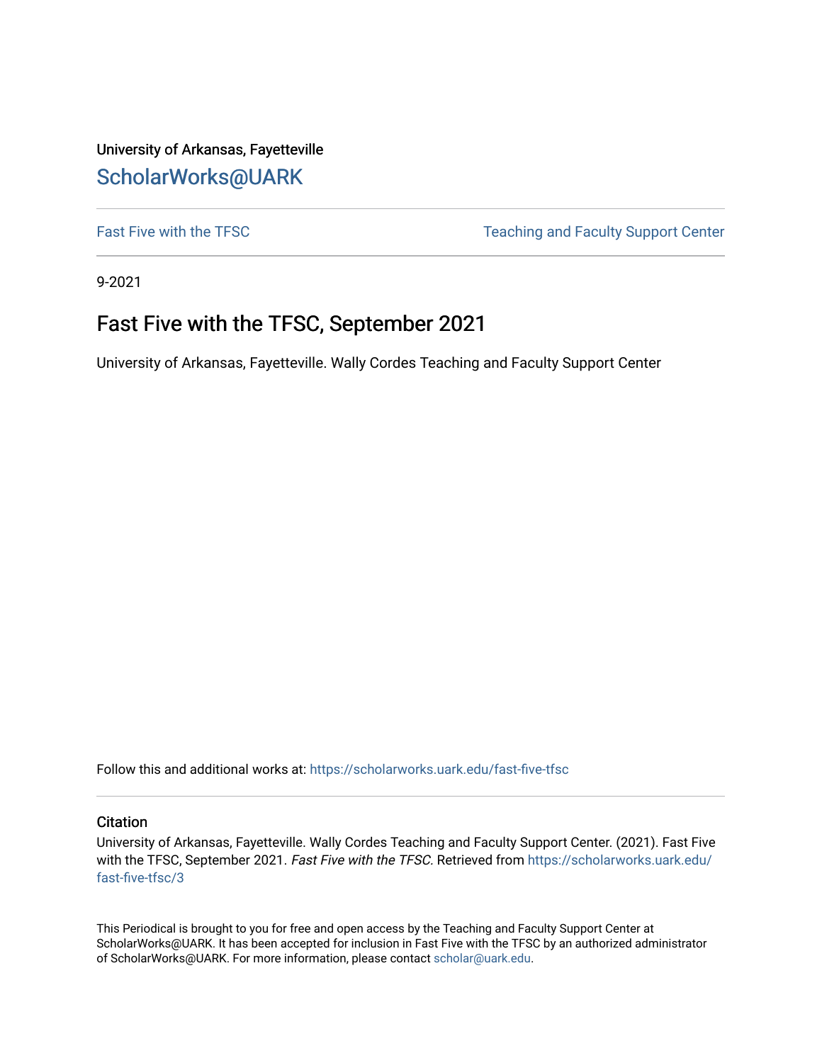University of Arkansas, Fayetteville

ScholarWorks@UARK

Fast Five with the TFSC | Teaching and Faculty Support Center

9-2021

# Fast Five with the TFSC, September 2021

University of Arkansas, Fayetteville. Wally Cordes Teaching and Faculty Support Center

Follow this and additional works at: https://scholarworks.uark.edu/fast-five-tfsc

## Citation

University of Arkansas, Fayetteville. Wally Cordes Teaching and Faculty Support Center. (2021). Fast Five with the TFSC, September 2021. *Fast Five with the TFSC.* Retrieved from https://scholarworks.uark.edu/fast-five-tfsc/3

This Periodical is brought to you for free and open access by the Teaching and Faculty Support Center at ScholarWorks@UARK. It has been accepted for inclusion in Fast Five with the TFSC by an authorized administrator of ScholarWorks@UARK. For more information, please contact scholar@uark.edu.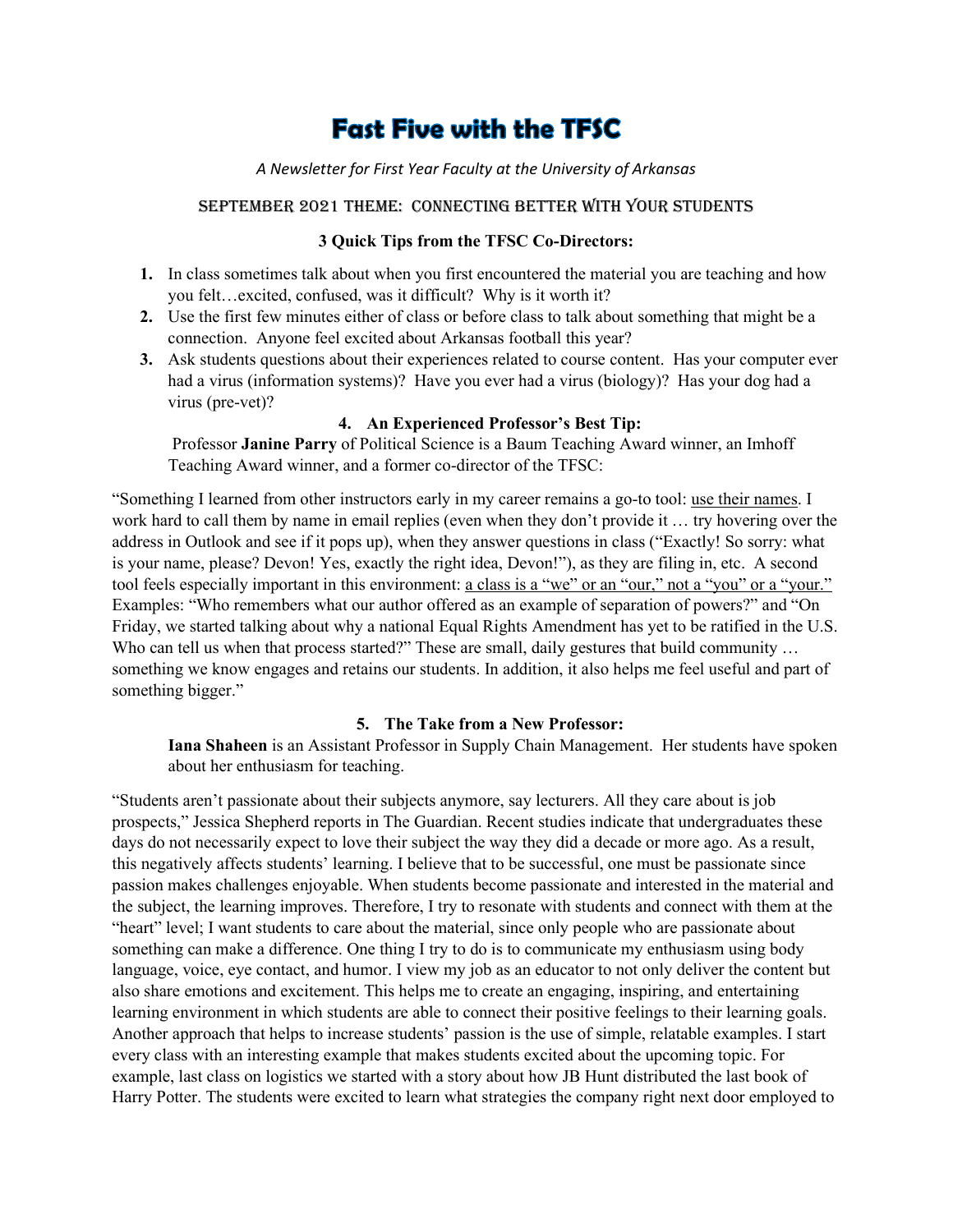# Fast Five with the TFSC

*A Newsletter for First Year Faculty at the University of Arkansas*

## September 2021 Theme: Connecting Better with Your Students

### 3 Quick Tips from the TFSC Co-Directors:

1. In class sometimes talk about when you first encountered the material you are teaching and how you felt…excited, confused, was it difficult? Why is it worth it?
2. Use the first few minutes either of class or before class to talk about something that might be a connection. Anyone feel excited about Arkansas football this year?
3. Ask students questions about their experiences related to course content. Has your computer ever had a virus (information systems)? Have you ever had a virus (biology)? Has your dog had a virus (pre-vet)?

### 4. An Experienced Professor's Best Tip:

Professor **Janine Parry** of Political Science is a Baum Teaching Award winner, an Imhoff Teaching Award winner, and a former co-director of the TFSC:

"Something I learned from other instructors early in my career remains a go-to tool: <u>use their names</u>. I work hard to call them by name in email replies (even when they don't provide it … try hovering over the address in Outlook and see if it pops up), when they answer questions in class ("Exactly! So sorry: what is your name, please? Devon! Yes, exactly the right idea, Devon!"), as they are filing in, etc. A second tool feels especially important in this environment: <u>a class is a "we" or an "our," not a "you" or a "your."</u> Examples: "Who remembers what our author offered as an example of separation of powers?" and "On Friday, we started talking about why a national Equal Rights Amendment has yet to be ratified in the U.S. Who can tell us when that process started?" These are small, daily gestures that build community … something we know engages and retains our students. In addition, it also helps me feel useful and part of something bigger."

### 5. The Take from a New Professor:

**Iana Shaheen** is an Assistant Professor in Supply Chain Management. Her students have spoken about her enthusiasm for teaching.

"Students aren't passionate about their subjects anymore, say lecturers. All they care about is job prospects," Jessica Shepherd reports in The Guardian. Recent studies indicate that undergraduates these days do not necessarily expect to love their subject the way they did a decade or more ago. As a result, this negatively affects students' learning. I believe that to be successful, one must be passionate since passion makes challenges enjoyable. When students become passionate and interested in the material and the subject, the learning improves. Therefore, I try to resonate with students and connect with them at the "heart" level; I want students to care about the material, since only people who are passionate about something can make a difference. One thing I try to do is to communicate my enthusiasm using body language, voice, eye contact, and humor. I view my job as an educator to not only deliver the content but also share emotions and excitement. This helps me to create an engaging, inspiring, and entertaining learning environment in which students are able to connect their positive feelings to their learning goals. Another approach that helps to increase students' passion is the use of simple, relatable examples. I start every class with an interesting example that makes students excited about the upcoming topic. For example, last class on logistics we started with a story about how JB Hunt distributed the last book of Harry Potter. The students were excited to learn what strategies the company right next door employed to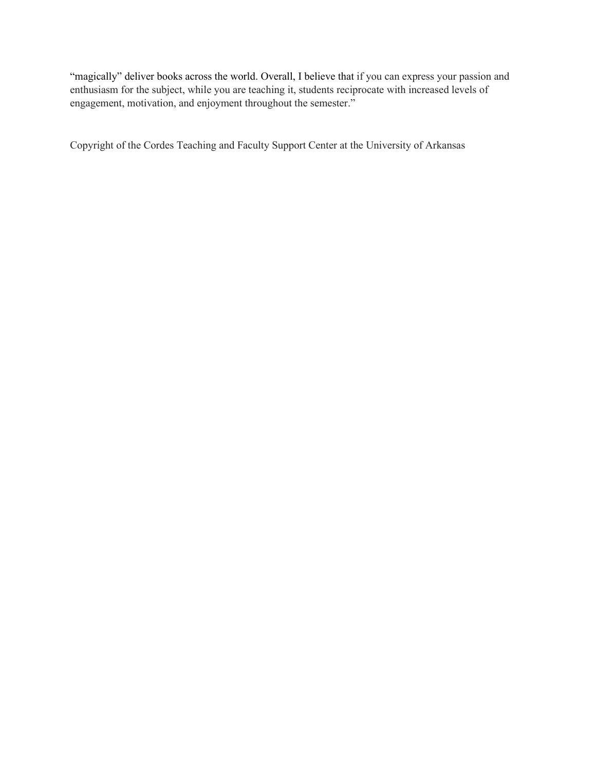"magically" deliver books across the world. Overall, I believe that if you can express your passion and enthusiasm for the subject, while you are teaching it, students reciprocate with increased levels of engagement, motivation, and enjoyment throughout the semester."

Copyright of the Cordes Teaching and Faculty Support Center at the University of Arkansas